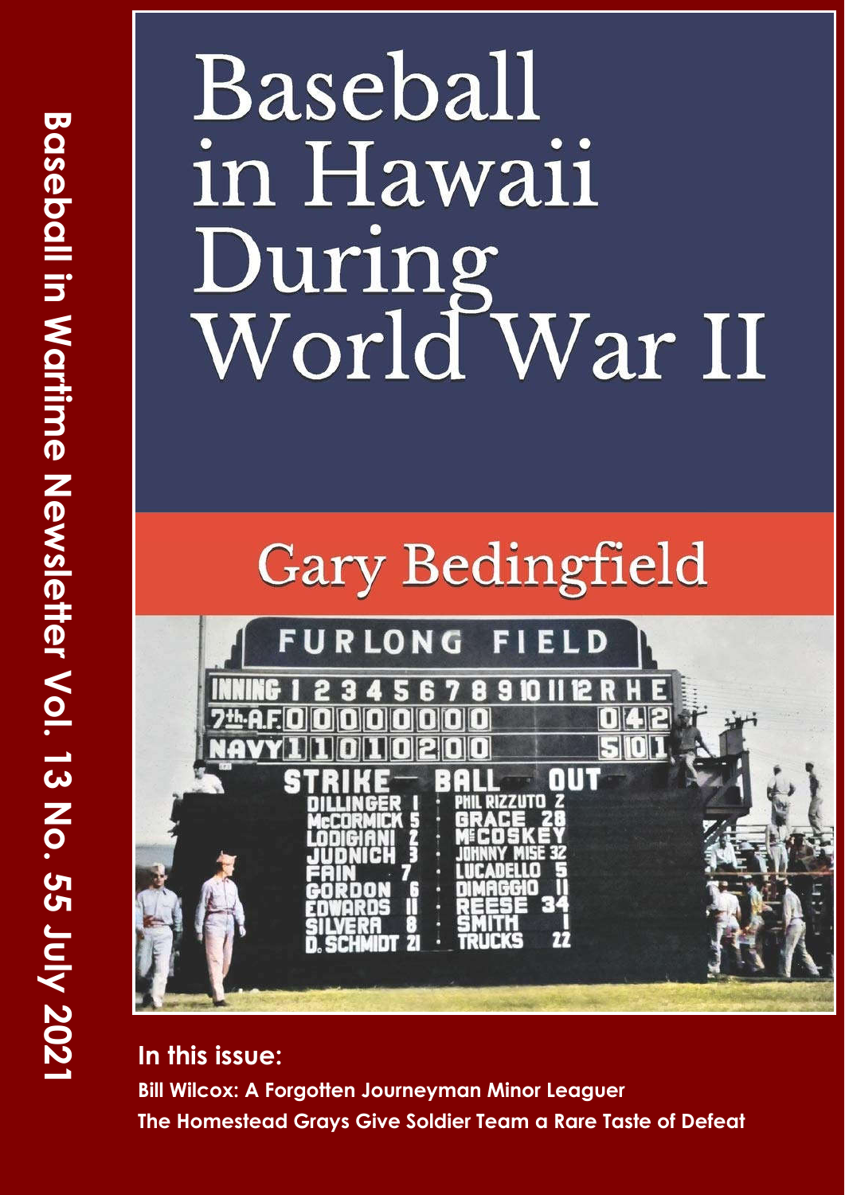Baseball in Wartime Newsletter Vol. 13 No. 55 July 2021

# Baseball in Hawaii During World War II

## Gary Bedingfield

**In this issue:**

**Bill Wilcox: A Forgotten Journeyman Minor Leaguer**

**The Homestead Grays Give Soldier Team a Rare Taste of Defeat**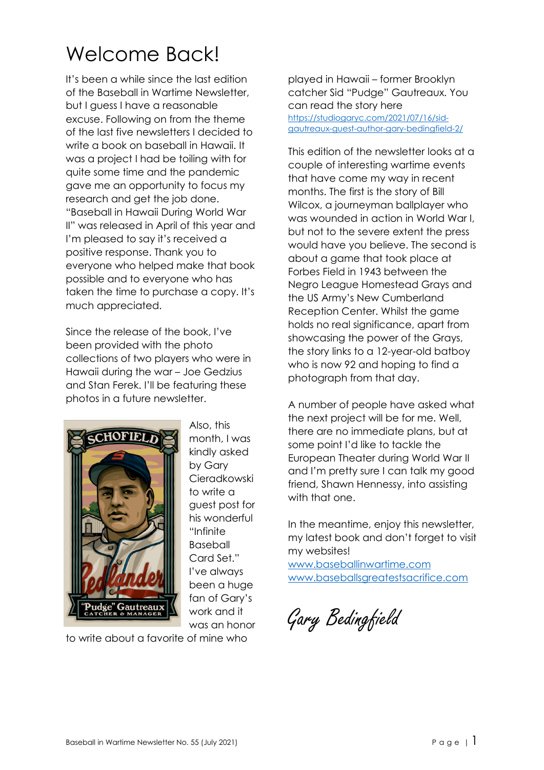# Welcome Back!

It's been a while since the last edition of the Baseball in Wartime Newsletter, but I guess I have a reasonable excuse. Following on from the theme of the last five newsletters I decided to write a book on baseball in Hawaii. It was a project I had be toiling with for quite some time and the pandemic gave me an opportunity to focus my research and get the job done. "Baseball in Hawaii During World War II" was released in April of this year and I'm pleased to say it's received a positive response. Thank you to everyone who helped make that book possible and to everyone who has taken the time to purchase a copy. It's much appreciated.

Since the release of the book, I've been provided with the photo collections of two players who were in Hawaii during the war – Joe Gedzius and Stan Ferek. I'll be featuring these photos in a future newsletter.

Also, this month, I was kindly asked by Gary Cieradkowski to write a guest post for his wonderful "Infinite Baseball Card Set." I've always been a huge fan of Gary's work and it was an honor to write about a favorite of mine who played in Hawaii – former Brooklyn catcher Sid "Pudge" Gautreaux. You can read the story here [https://studiogaryc.com/2021/07/16/sid-gautreaux-guest-author-gary-bedingfield-2/](https://studiogaryc.com/2021/07/16/sid-gautreaux-guest-author-gary-bedingfield-2/)

This edition of the newsletter looks at a couple of interesting wartime events that have come my way in recent months. The first is the story of Bill Wilcox, a journeyman ballplayer who was wounded in action in World War I, but not to the severe extent the press would have you believe. The second is about a game that took place at Forbes Field in 1943 between the Negro League Homestead Grays and the US Army's New Cumberland Reception Center. Whilst the game holds no real significance, apart from showcasing the power of the Grays, the story links to a 12-year-old batboy who is now 92 and hoping to find a photograph from that day.

A number of people have asked what the next project will be for me. Well, there are no immediate plans, but at some point I'd like to tackle the European Theater during World War II and I'm pretty sure I can talk my good friend, Shawn Hennessy, into assisting with that one.

In the meantime, enjoy this newsletter, my latest book and don't forget to visit my websites!
[www.baseballinwartime.com](http://www.baseballinwartime.com)
[www.baseballsgreatestsacrifice.com](http://www.baseballsgreatestsacrifice.com)

*Gary Bedingfield*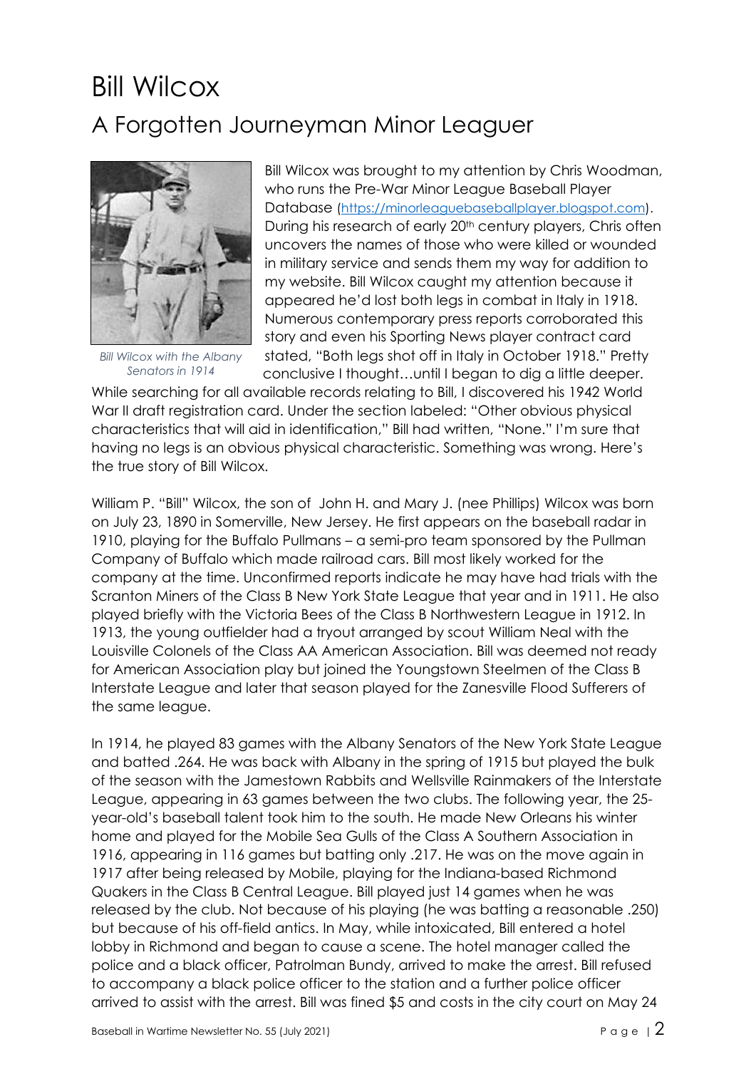# Bill Wilcox

## A Forgotten Journeyman Minor Leaguer

*Bill Wilcox with the Albany Senators in 1914*

Bill Wilcox was brought to my attention by Chris Woodman, who runs the Pre-War Minor League Baseball Player Database (https://minorleaguebaseballplayer.blogspot.com). During his research of early 20th century players, Chris often uncovers the names of those who were killed or wounded in military service and sends them my way for addition to my website. Bill Wilcox caught my attention because it appeared he'd lost both legs in combat in Italy in 1918. Numerous contemporary press reports corroborated this story and even his Sporting News player contract card stated, "Both legs shot off in Italy in October 1918." Pretty conclusive I thought…until I began to dig a little deeper. While searching for all available records relating to Bill, I discovered his 1942 World War II draft registration card. Under the section labeled: "Other obvious physical characteristics that will aid in identification," Bill had written, "None." I'm sure that having no legs is an obvious physical characteristic. Something was wrong. Here's the true story of Bill Wilcox.

William P. "Bill" Wilcox, the son of John H. and Mary J. (nee Phillips) Wilcox was born on July 23, 1890 in Somerville, New Jersey. He first appears on the baseball radar in 1910, playing for the Buffalo Pullmans – a semi-pro team sponsored by the Pullman Company of Buffalo which made railroad cars. Bill most likely worked for the company at the time. Unconfirmed reports indicate he may have had trials with the Scranton Miners of the Class B New York State League that year and in 1911. He also played briefly with the Victoria Bees of the Class B Northwestern League in 1912. In 1913, the young outfielder had a tryout arranged by scout William Neal with the Louisville Colonels of the Class AA American Association. Bill was deemed not ready for American Association play but joined the Youngstown Steelmen of the Class B Interstate League and later that season played for the Zanesville Flood Sufferers of the same league.

In 1914, he played 83 games with the Albany Senators of the New York State League and batted .264. He was back with Albany in the spring of 1915 but played the bulk of the season with the Jamestown Rabbits and Wellsville Rainmakers of the Interstate League, appearing in 63 games between the two clubs. The following year, the 25-year-old's baseball talent took him to the south. He made New Orleans his winter home and played for the Mobile Sea Gulls of the Class A Southern Association in 1916, appearing in 116 games but batting only .217. He was on the move again in 1917 after being released by Mobile, playing for the Indiana-based Richmond Quakers in the Class B Central League. Bill played just 14 games when he was released by the club. Not because of his playing (he was batting a reasonable .250) but because of his off-field antics. In May, while intoxicated, Bill entered a hotel lobby in Richmond and began to cause a scene. The hotel manager called the police and a black officer, Patrolman Bundy, arrived to make the arrest. Bill refused to accompany a black police officer to the station and a further police officer arrived to assist with the arrest. Bill was fined $5 and costs in the city court on May 24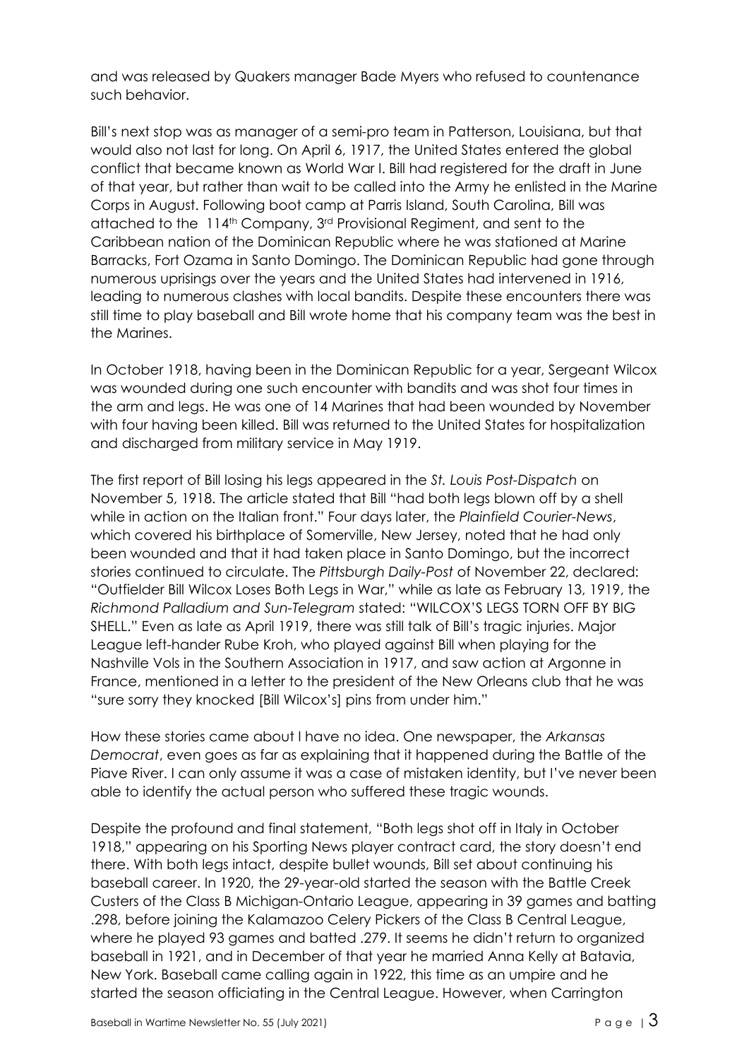and was released by Quakers manager Bade Myers who refused to countenance such behavior.

Bill's next stop was as manager of a semi-pro team in Patterson, Louisiana, but that would also not last for long. On April 6, 1917, the United States entered the global conflict that became known as World War I. Bill had registered for the draft in June of that year, but rather than wait to be called into the Army he enlisted in the Marine Corps in August. Following boot camp at Parris Island, South Carolina, Bill was attached to the 114th Company, 3rd Provisional Regiment, and sent to the Caribbean nation of the Dominican Republic where he was stationed at Marine Barracks, Fort Ozama in Santo Domingo. The Dominican Republic had gone through numerous uprisings over the years and the United States had intervened in 1916, leading to numerous clashes with local bandits. Despite these encounters there was still time to play baseball and Bill wrote home that his company team was the best in the Marines.

In October 1918, having been in the Dominican Republic for a year, Sergeant Wilcox was wounded during one such encounter with bandits and was shot four times in the arm and legs. He was one of 14 Marines that had been wounded by November with four having been killed. Bill was returned to the United States for hospitalization and discharged from military service in May 1919.

The first report of Bill losing his legs appeared in the *St. Louis Post-Dispatch* on November 5, 1918. The article stated that Bill "had both legs blown off by a shell while in action on the Italian front." Four days later, the *Plainfield Courier-News*, which covered his birthplace of Somerville, New Jersey, noted that he had only been wounded and that it had taken place in Santo Domingo, but the incorrect stories continued to circulate. The *Pittsburgh Daily-Post* of November 22, declared: "Outfielder Bill Wilcox Loses Both Legs in War," while as late as February 13, 1919, the *Richmond Palladium and Sun-Telegram* stated: "WILCOX'S LEGS TORN OFF BY BIG SHELL." Even as late as April 1919, there was still talk of Bill's tragic injuries. Major League left-hander Rube Kroh, who played against Bill when playing for the Nashville Vols in the Southern Association in 1917, and saw action at Argonne in France, mentioned in a letter to the president of the New Orleans club that he was "sure sorry they knocked [Bill Wilcox's] pins from under him."

How these stories came about I have no idea. One newspaper, the *Arkansas Democrat*, even goes as far as explaining that it happened during the Battle of the Piave River. I can only assume it was a case of mistaken identity, but I've never been able to identify the actual person who suffered these tragic wounds.

Despite the profound and final statement, "Both legs shot off in Italy in October 1918," appearing on his Sporting News player contract card, the story doesn't end there. With both legs intact, despite bullet wounds, Bill set about continuing his baseball career. In 1920, the 29-year-old started the season with the Battle Creek Custers of the Class B Michigan-Ontario League, appearing in 39 games and batting .298, before joining the Kalamazoo Celery Pickers of the Class B Central League, where he played 93 games and batted .279. It seems he didn't return to organized baseball in 1921, and in December of that year he married Anna Kelly at Batavia, New York. Baseball came calling again in 1922, this time as an umpire and he started the season officiating in the Central League. However, when Carrington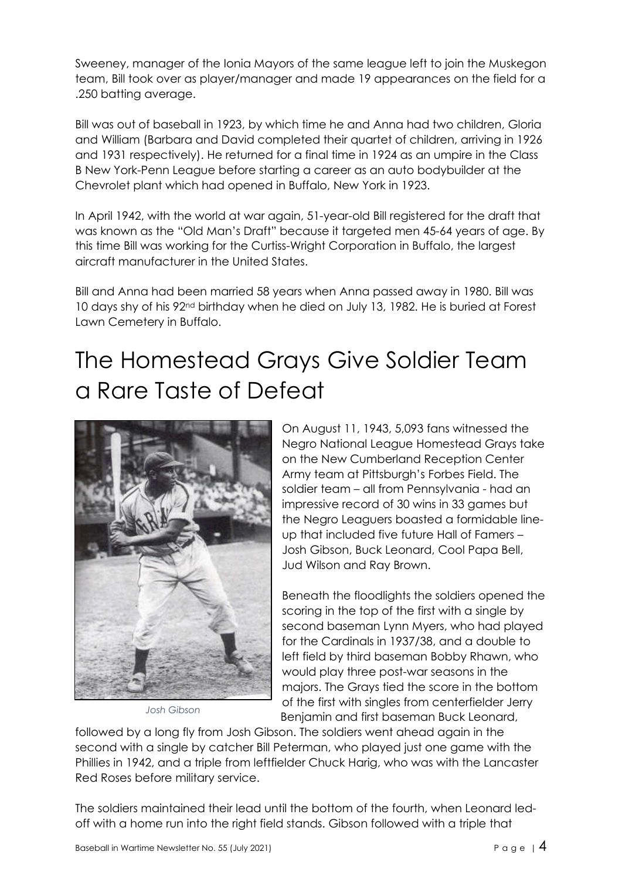Sweeney, manager of the Ionia Mayors of the same league left to join the Muskegon team, Bill took over as player/manager and made 19 appearances on the field for a .250 batting average.

Bill was out of baseball in 1923, by which time he and Anna had two children, Gloria and William (Barbara and David completed their quartet of children, arriving in 1926 and 1931 respectively). He returned for a final time in 1924 as an umpire in the Class B New York-Penn League before starting a career as an auto bodybuilder at the Chevrolet plant which had opened in Buffalo, New York in 1923.

In April 1942, with the world at war again, 51-year-old Bill registered for the draft that was known as the "Old Man's Draft" because it targeted men 45-64 years of age. By this time Bill was working for the Curtiss-Wright Corporation in Buffalo, the largest aircraft manufacturer in the United States.

Bill and Anna had been married 58 years when Anna passed away in 1980. Bill was 10 days shy of his 92nd birthday when he died on July 13, 1982. He is buried at Forest Lawn Cemetery in Buffalo.

# The Homestead Grays Give Soldier Team a Rare Taste of Defeat

*Josh Gibson*

On August 11, 1943, 5,093 fans witnessed the Negro National League Homestead Grays take on the New Cumberland Reception Center Army team at Pittsburgh's Forbes Field. The soldier team – all from Pennsylvania - had an impressive record of 30 wins in 33 games but the Negro Leaguers boasted a formidable line-up that included five future Hall of Famers – Josh Gibson, Buck Leonard, Cool Papa Bell, Jud Wilson and Ray Brown.

Beneath the floodlights the soldiers opened the scoring in the top of the first with a single by second baseman Lynn Myers, who had played for the Cardinals in 1937/38, and a double to left field by third baseman Bobby Rhawn, who would play three post-war seasons in the majors. The Grays tied the score in the bottom of the first with singles from centerfielder Jerry Benjamin and first baseman Buck Leonard, followed by a long fly from Josh Gibson. The soldiers went ahead again in the second with a single by catcher Bill Peterman, who played just one game with the Phillies in 1942, and a triple from leftfielder Chuck Harig, who was with the Lancaster Red Roses before military service.

The soldiers maintained their lead until the bottom of the fourth, when Leonard led-off with a home run into the right field stands. Gibson followed with a triple that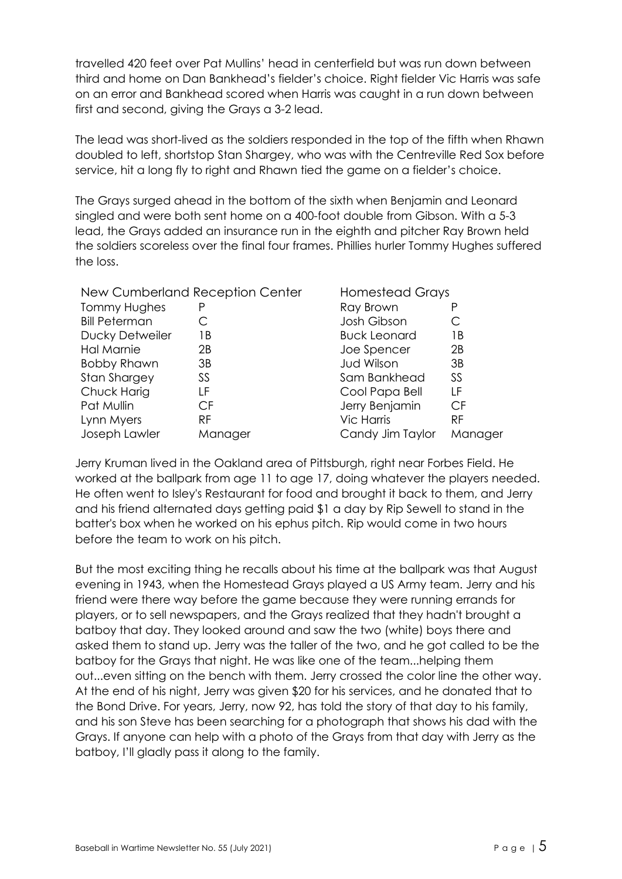travelled 420 feet over Pat Mullins' head in centerfield but was run down between third and home on Dan Bankhead's fielder's choice. Right fielder Vic Harris was safe on an error and Bankhead scored when Harris was caught in a run down between first and second, giving the Grays a 3-2 lead.

The lead was short-lived as the soldiers responded in the top of the fifth when Rhawn doubled to left, shortstop Stan Shargey, who was with the Centreville Red Sox before service, hit a long fly to right and Rhawn tied the game on a fielder's choice.

The Grays surged ahead in the bottom of the sixth when Benjamin and Leonard singled and were both sent home on a 400-foot double from Gibson. With a 5-3 lead, the Grays added an insurance run in the eighth and pitcher Ray Brown held the soldiers scoreless over the final four frames. Phillies hurler Tommy Hughes suffered the loss.

| New Cumberland Reception Center | | Homestead Grays | |
|---|---|---|---|
| Tommy Hughes | P | Ray Brown | P |
| Bill Peterman | C | Josh Gibson | C |
| Ducky Detweiler | 1B | Buck Leonard | 1B |
| Hal Marnie | 2B | Joe Spencer | 2B |
| Bobby Rhawn | 3B | Jud Wilson | 3B |
| Stan Shargey | SS | Sam Bankhead | SS |
| Chuck Harig | LF | Cool Papa Bell | LF |
| Pat Mullin | CF | Jerry Benjamin | CF |
| Lynn Myers | RF | Vic Harris | RF |
| Joseph Lawler | Manager | Candy Jim Taylor | Manager |

Jerry Kruman lived in the Oakland area of Pittsburgh, right near Forbes Field. He worked at the ballpark from age 11 to age 17, doing whatever the players needed. He often went to Isley's Restaurant for food and brought it back to them, and Jerry and his friend alternated days getting paid $1 a day by Rip Sewell to stand in the batter's box when he worked on his ephus pitch. Rip would come in two hours before the team to work on his pitch.

But the most exciting thing he recalls about his time at the ballpark was that August evening in 1943, when the Homestead Grays played a US Army team. Jerry and his friend were there way before the game because they were running errands for players, or to sell newspapers, and the Grays realized that they hadn't brought a batboy that day. They looked around and saw the two (white) boys there and asked them to stand up. Jerry was the taller of the two, and he got called to be the batboy for the Grays that night. He was like one of the team...helping them out...even sitting on the bench with them. Jerry crossed the color line the other way. At the end of his night, Jerry was given $20 for his services, and he donated that to the Bond Drive. For years, Jerry, now 92, has told the story of that day to his family, and his son Steve has been searching for a photograph that shows his dad with the Grays. If anyone can help with a photo of the Grays from that day with Jerry as the batboy, I'll gladly pass it along to the family.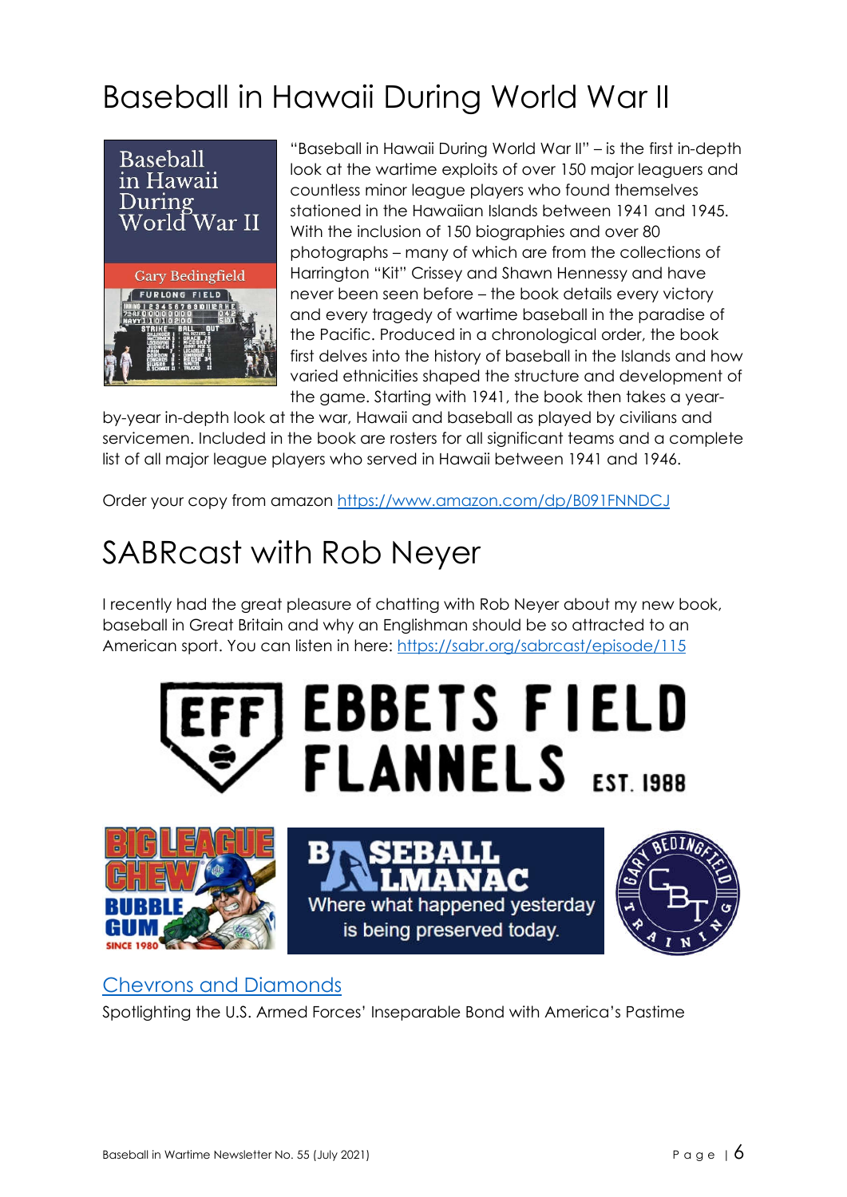# Baseball in Hawaii During World War II

"Baseball in Hawaii During World War II" – is the first in-depth look at the wartime exploits of over 150 major leaguers and countless minor league players who found themselves stationed in the Hawaiian Islands between 1941 and 1945. With the inclusion of 150 biographies and over 80 photographs – many of which are from the collections of Harrington "Kit" Crissey and Shawn Hennessy and have never been seen before – the book details every victory and every tragedy of wartime baseball in the paradise of the Pacific. Produced in a chronological order, the book first delves into the history of baseball in the Islands and how varied ethnicities shaped the structure and development of the game. Starting with 1941, the book then takes a year-by-year in-depth look at the war, Hawaii and baseball as played by civilians and servicemen. Included in the book are rosters for all significant teams and a complete list of all major league players who served in Hawaii between 1941 and 1946.

Order your copy from amazon https://www.amazon.com/dp/B091FNNDCJ

# SABRcast with Rob Neyer

I recently had the great pleasure of chatting with Rob Neyer about my new book, baseball in Great Britain and why an Englishman should be so attracted to an American sport. You can listen in here: https://sabr.org/sabrcast/episode/115

EBBETS FIELD FLANNELS EST. 1988

BIG LEAGUE CHEW BUBBLE GUM SINCE 1980

BASEBALL ALMANAC Where what happened yesterday is being preserved today.

GARY BEDINGFIELD TRAINING

Chevrons and Diamonds

Spotlighting the U.S. Armed Forces' Inseparable Bond with America's Pastime